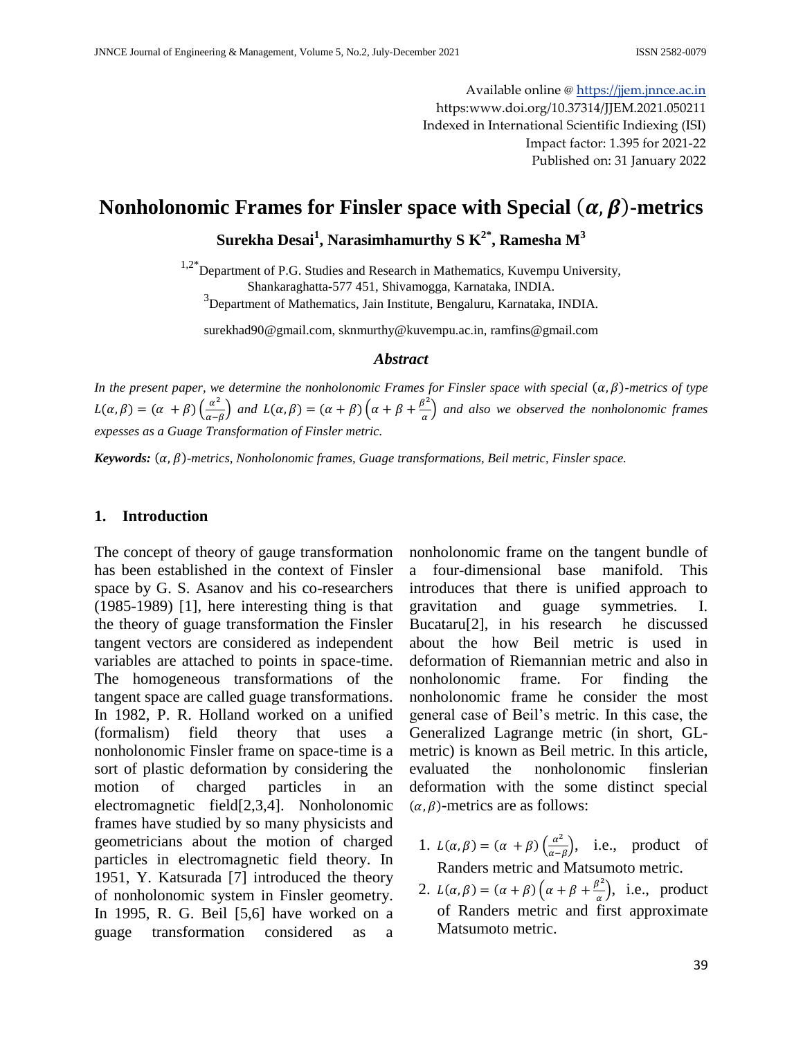Available online @ https://jjem.jnnce.ac.in
https:www.doi.org/10.37314/JJEM.2021.050211
Indexed in International Scientific Indiexing (ISI)
Impact factor: 1.395 for 2021-22
Published on: 31 January 2022

# Nonholonomic Frames for Finsler space with Special $(\alpha, \beta)$-metrics

**Surekha Desai[1], Narasimhamurthy S K[2*], Ramesha M[3]**

[1,2*]Department of P.G. Studies and Research in Mathematics, Kuvempu University, Shankaraghatta-577 451, Shivamogga, Karnataka, INDIA.
[3]Department of Mathematics, Jain Institute, Bengaluru, Karnataka, INDIA.

surekhad90@gmail.com, sknmurthy@kuvempu.ac.in, ramfins@gmail.com

### *Abstract*

*In the present paper, we determine the nonholonomic Frames for Finsler space with special $(\alpha, \beta)$-metrics of type $L(\alpha, \beta) = (\alpha + \beta)\left(\frac{\alpha^2}{\alpha-\beta}\right)$ and $L(\alpha, \beta) = (\alpha + \beta)\left(\alpha + \beta + \frac{\beta^2}{\alpha}\right)$ and also we observed the nonholonomic frames expesses as a Guage Transformation of Finsler metric.*

***Keywords:*** *$(\alpha, \beta)$-metrics, Nonholonomic frames, Guage transformations, Beil metric, Finsler space.*

## 1. Introduction

The concept of theory of gauge transformation has been established in the context of Finsler space by G. S. Asanov and his co-researchers (1985-1989) [1], here interesting thing is that the theory of guage transformation the Finsler tangent vectors are considered as independent variables are attached to points in space-time. The homogeneous transformations of the tangent space are called guage transformations. In 1982, P. R. Holland worked on a unified (formalism) field theory that uses a nonholonomic Finsler frame on space-time is a sort of plastic deformation by considering the motion of charged particles in an electromagnetic field[2,3,4]. Nonholonomic frames have studied by so many physicists and geometricians about the motion of charged particles in electromagnetic field theory. In 1951, Y. Katsurada [7] introduced the theory of nonholonomic system in Finsler geometry. In 1995, R. G. Beil [5,6] have worked on a guage transformation considered as a nonholonomic frame on the tangent bundle of a four-dimensional base manifold. This introduces that there is unified approach to gravitation and guage symmetries. I. Bucataru[2], in his research he discussed about the how Beil metric is used in deformation of Riemannian metric and also in nonholonomic frame. For finding the nonholonomic frame he consider the most general case of Beil's metric. In this case, the Generalized Lagrange metric (in short, GL-metric) is known as Beil metric. In this article, evaluated the nonholonomic finslerian deformation with the some distinct special $(\alpha, \beta)$-metrics are as follows:

1. $L(\alpha, \beta) = (\alpha + \beta)\left(\frac{\alpha^2}{\alpha-\beta}\right)$, i.e., product of Randers metric and Matsumoto metric.
2. $L(\alpha, \beta) = (\alpha + \beta)\left(\alpha + \beta + \frac{\beta^2}{\alpha}\right)$, i.e., product of Randers metric and first approximate Matsumoto metric.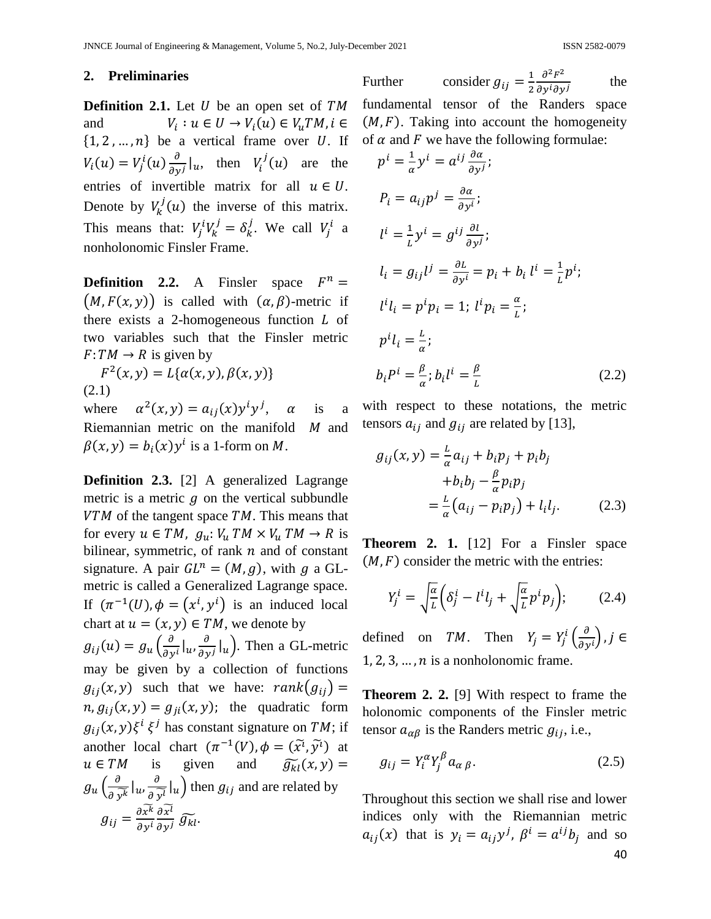## 2. Preliminaries

**Definition 2.1.** Let $U$ be an open set of $TM$ and $V_i : u \in U \to V_i(u) \in V_u TM, i \in \{1, 2, \dots, n\}$ be a vertical frame over $U$. If $V_i(u) = V_j^i(u) \frac{\partial}{\partial y^j}|_u$, then $V_i^j(u)$ are the entries of invertible matrix for all $u \in U$. Denote by $V_k^j(u)$ the inverse of this matrix. This means that: $V_j^i V_k^j = \delta_k^j$. We call $V_j^i$ a nonholonomic Finsler Frame.

**Definition 2.2.** A Finsler space $F^n = (M, F(x,y))$ is called with $(\alpha, \beta)$-metric if there exists a 2-homogeneous function $L$ of two variables such that the Finsler metric $F: TM \to R$ is given by

$$F^2(x,y) = L\{\alpha(x,y), \beta(x,y)\} \tag{2.1}$$

where $\alpha^2(x,y) = a_{ij}(x) y^i y^j$, $\alpha$ is a Riemannian metric on the manifold $M$ and $\beta(x,y) = b_i(x) y^i$ is a 1-form on $M$.

**Definition 2.3.** [2] A generalized Lagrange metric is a metric $g$ on the vertical subbundle $VTM$ of the tangent space $TM$. This means that for every $u \in TM$, $g_u : V_u TM \times V_u TM \to R$ is bilinear, symmetric, of rank $n$ and of constant signature. A pair $GL^n = (M, g)$, with $g$ a GL-metric is called a Generalized Lagrange space. If $(\pi^{-1}(U), \phi = (x^i, y^i))$ is an induced local chart at $u = (x,y) \in TM$, we denote by $g_{ij}(u) = g_u\left(\frac{\partial}{\partial y^i}|_u, \frac{\partial}{\partial y^j}|_u\right)$. Then a GL-metric may be given by a collection of functions $g_{ij}(x,y)$ such that we have: $rank(g_{ij}) = n$, $g_{ij}(x,y) = g_{ji}(x,y)$; the quadratic form $g_{ij}(x,y)\xi^i \xi^j$ has constant signature on $TM$; if another local chart $(\pi^{-1}(V), \phi = (\widetilde{x^i}, \widetilde{y^i}))$ at $u \in TM$ is given and $\widetilde{g_{kl}}(x,y) = g_u\left(\frac{\partial}{\partial \widetilde{y^k}}|_u, \frac{\partial}{\partial \widetilde{y^l}}|_u\right)$ then $g_{ij}$ and are related by

$$g_{ij} = \frac{\partial \widetilde{x^k}}{\partial y^i} \frac{\partial \widetilde{x^l}}{\partial y^j} \widetilde{g_{kl}}.$$

Further consider $g_{ij} = \frac{1}{2} \frac{\partial^2 F^2}{\partial y^i \partial y^j}$ the fundamental tensor of the Randers space $(M, F)$. Taking into account the homogeneity of $\alpha$ and $F$ we have the following formulae:

$$\begin{aligned}
&p^i = \frac{1}{\alpha} y^i = a^{ij} \frac{\partial \alpha}{\partial y^j};\\
&P_i = a_{ij} p^j = \frac{\partial \alpha}{\partial y^i};\\
&l^i = \frac{1}{L} y^i = g^{ij} \frac{\partial l}{\partial y^j};\\
&l_i = g_{ij} l^j = \frac{\partial L}{\partial y^i} = p_i + b_i\, l^i = \frac{1}{L} p^i;\\
&l^i l_i = p^i p_i = 1;\ l^i p_i = \frac{\alpha}{L};\\
&p^i l_i = \frac{L}{\alpha};\\
&b_i P^i = \frac{\beta}{\alpha};\ b_i l^i = \frac{\beta}{L}
\end{aligned} \tag{2.2}$$

with respect to these notations, the metric tensors $a_{ij}$ and $g_{ij}$ are related by [13],

$$\begin{aligned}
g_{ij}(x,y) &= \frac{L}{\alpha} a_{ij} + b_i p_j + p_i b_j + b_i b_j - \frac{\beta}{\alpha} p_i p_j \\
&= \frac{L}{\alpha}(a_{ij} - p_i p_j) + l_i l_j.
\end{aligned} \tag{2.3}$$

**Theorem 2. 1.** [12] For a Finsler space $(M, F)$ consider the metric with the entries:

$$Y_j^i = \sqrt{\frac{\alpha}{L}}\left(\delta_j^i - l^i l_j + \sqrt{\frac{\alpha}{L}} p^i p_j\right); \tag{2.4}$$

defined on $TM$. Then $Y_j = Y_j^i\left(\frac{\partial}{\partial y^i}\right), j \in 1, 2, 3, \dots, n$ is a nonholonomic frame.

**Theorem 2. 2.** [9] With respect to frame the holonomic components of the Finsler metric tensor $a_{\alpha\beta}$ is the Randers metric $g_{ij}$, i.e.,

$$g_{ij} = Y_i^\alpha Y_j^\beta a_{\alpha\,\beta}. \tag{2.5}$$

Throughout this section we shall rise and lower indices only with the Riemannian metric $a_{ij}(x)$ that is $y_i = a_{ij} y^j$, $\beta^i = a^{ij} b_j$ and so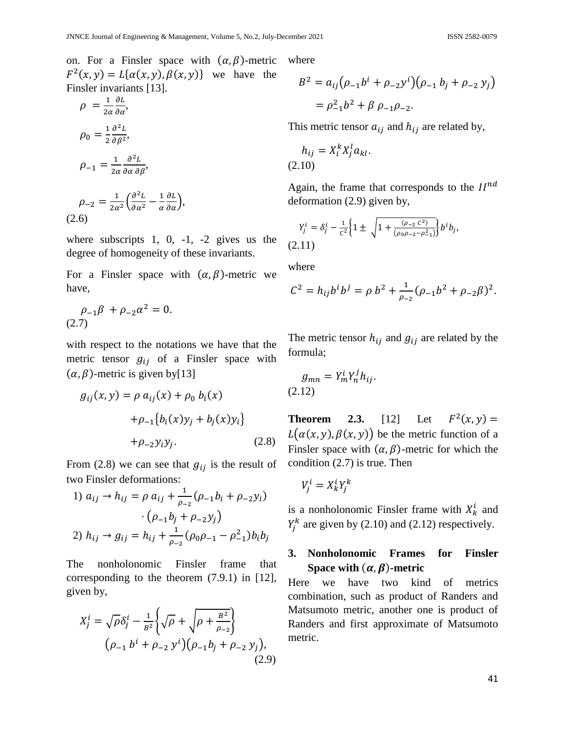on. For a Finsler space with $(\alpha, \beta)$-metric $F^2(x,y) = L\{\alpha(x,y), \beta(x,y)\}$ we have the Finsler invariants [13].

$$\rho = \frac{1}{2\alpha}\frac{\partial L}{\partial \alpha},$$

$$\rho_0 = \frac{1}{2}\frac{\partial^2 L}{\partial \beta^2},$$

$$\rho_{-1} = \frac{1}{2\alpha}\frac{\partial^2 L}{\partial \alpha\, \partial \beta},$$

$$\rho_{-2} = \frac{1}{2\alpha^2}\left(\frac{\partial^2 L}{\partial \alpha^2} - \frac{1}{\alpha}\frac{\partial L}{\partial \alpha}\right), \tag{2.6}$$

where subscripts 1, 0, -1, -2 gives us the degree of homogeneity of these invariants.

For a Finsler space with $(\alpha, \beta)$-metric we have,

$$\rho_{-1}\beta + \rho_{-2}\alpha^2 = 0. \tag{2.7}$$

with respect to the notations we have that the metric tensor $g_{ij}$ of a Finsler space with $(\alpha, \beta)$-metric is given by[13]

$$\begin{aligned} g_{ij}(x,y) = \rho\, a_{ij}(x) + \rho_0\, b_i(x) \\ +\rho_{-1}\{b_i(x)y_j + b_j(x)y_i\} \\ +\rho_{-2}y_i y_j. \end{aligned} \tag{2.8}$$

From (2.8) we can see that $g_{ij}$ is the result of two Finsler deformations:

1) $a_{ij} \to h_{ij} = \rho\, a_{ij} + \frac{1}{\rho_{-2}}(\rho_{-1}b_i + \rho_{-2}y_i) \cdot (\rho_{-1}b_j + \rho_{-2}y_j)$

2) $h_{ij} \to g_{ij} = h_{ij} + \frac{1}{\rho_{-2}}(\rho_0\rho_{-1} - \rho_{-1}^2)b_i b_j$

The nonholonomic Finsler frame that corresponding to the theorem (7.9.1) in [12], given by,

$$X_j^i = \sqrt{\rho}\,\delta_j^i - \frac{1}{B^2}\left\{\sqrt{\rho} + \sqrt{\rho + \frac{B^2}{\rho_{-2}}}\right\} (\rho_{-1}\, b^i + \rho_{-2}\, y^i)(\rho_{-1}b_j + \rho_{-2}\, y_j), \tag{2.9}$$

where

$$\begin{aligned} B^2 &= a_{ij}(\rho_{-1}b^i + \rho_{-2}y^i)(\rho_{-1}\, b_j + \rho_{-2}\, y_j) \\ &= \rho_{-1}^2 b^2 + \beta\, \rho_{-1}\rho_{-2}. \end{aligned}$$

This metric tensor $a_{ij}$ and $h_{ij}$ are related by,

$$h_{ij} = X_i^k X_j^l a_{kl}. \tag{2.10}$$

Again, the frame that corresponds to the $II^{nd}$ deformation (2.9) given by,

$$Y_j^i = \delta_j^i - \frac{1}{C^2}\left\{1 \pm \sqrt{1 + \frac{(\rho_{-2}\, C^2)}{(\rho_0\rho_{-2} - \rho_{-1}^2)}}\right\} b^i b_j, \tag{2.11}$$

where

$$C^2 = h_{ij}b^i b^j = \rho\, b^2 + \frac{1}{\rho_{-2}}(\rho_{-1}b^2 + \rho_{-2}\beta)^2.$$

The metric tensor $h_{ij}$ and $g_{ij}$ are related by the formula;

$$g_{mn} = Y_m^i Y_n^j h_{ij}. \tag{2.12}$$

**Theorem 2.3.** [12] Let $F^2(x,y) = L(\alpha(x,y), \beta(x,y))$ be the metric function of a Finsler space with $(\alpha, \beta)$-metric for which the condition (2.7) is true. Then

$$V_j^i = X_k^i Y_j^k$$

is a nonholonomic Finsler frame with $X_k^i$ and $Y_j^k$ are given by (2.10) and (2.12) respectively.

## 3. Nonholonomic Frames for Finsler Space with $(\alpha, \beta)$-metric

Here we have two kind of metrics combination, such as product of Randers and Matsumoto metric, another one is product of Randers and first approximate of Matsumoto metric.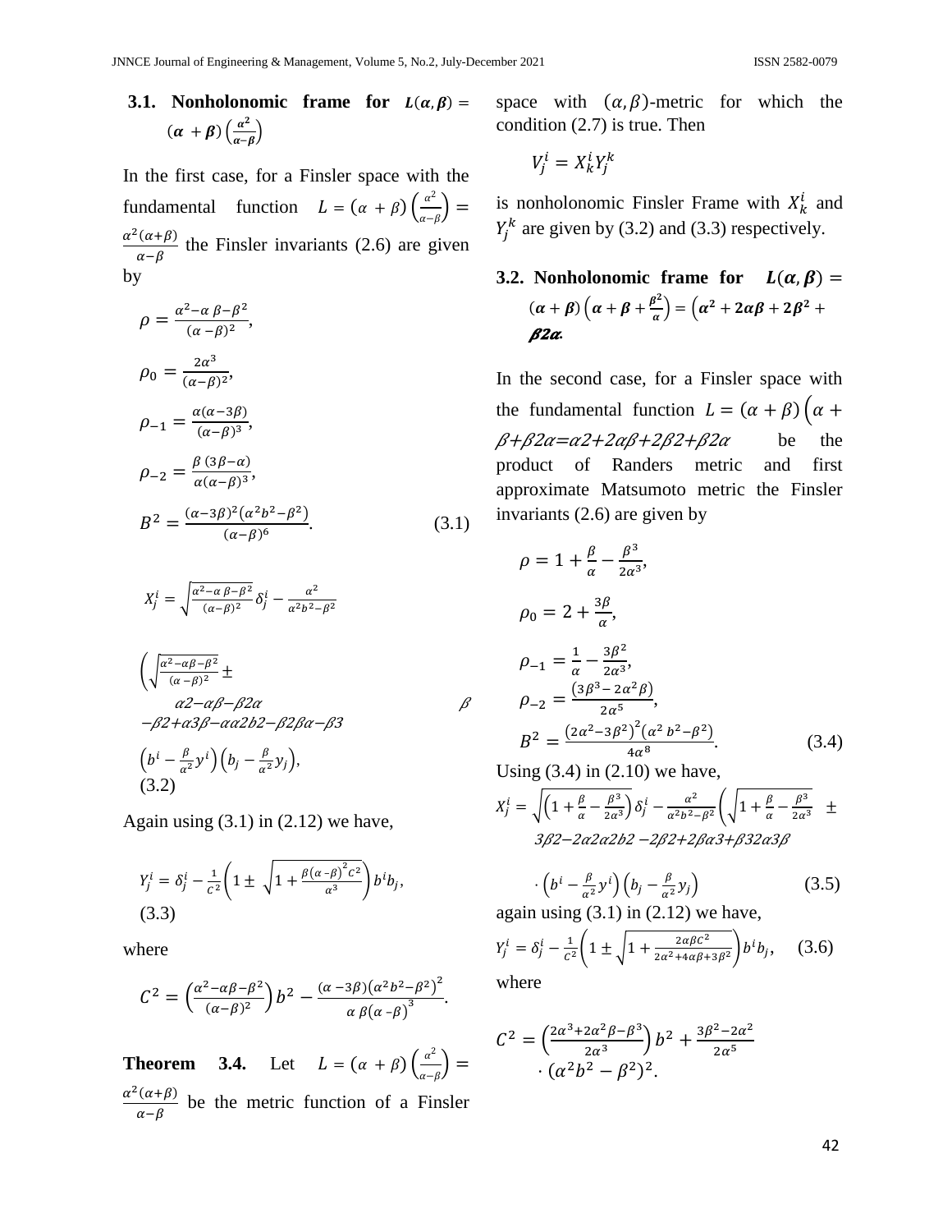### 3.1. Nonholonomic frame for $L(\alpha,\beta) = (\alpha + \beta)\left(\frac{\alpha^2}{\alpha-\beta}\right)$

In the first case, for a Finsler space with the fundamental function $L = (\alpha + \beta)\left(\frac{\alpha^2}{\alpha-\beta}\right) = \frac{\alpha^2(\alpha+\beta)}{\alpha-\beta}$ the Finsler invariants (2.6) are given by

$$\rho = \frac{\alpha^2-\alpha\,\beta-\beta^2}{(\alpha-\beta)^2},$$

$$\rho_0 = \frac{2\alpha^3}{(\alpha-\beta)^2},$$

$$\rho_{-1} = \frac{\alpha(\alpha-3\beta)}{(\alpha-\beta)^3},$$

$$\rho_{-2} = \frac{\beta\,(3\beta-\alpha)}{\alpha(\alpha-\beta)^3},$$

$$B^2 = \frac{(\alpha-3\beta)^2(\alpha^2b^2-\beta^2)}{(\alpha-\beta)^6}. \tag{3.1}$$

$$X_j^i = \sqrt{\frac{\alpha^2-\alpha\,\beta-\beta^2}{(\alpha-\beta)^2}}\,\delta_j^i - \frac{\alpha^2}{\alpha^2b^2-\beta^2}$$

$$\left(\sqrt{\frac{\alpha^2-\alpha\beta-\beta^2}{(\alpha-\beta)^2}} \pm \right.$$
α2−αβ−β2α  β
−β2+α3β−αα2b2−β2βα−β3

$$\left(b^i - \frac{\beta}{\alpha^2}y^i\right)\left(b_j - \frac{\beta}{\alpha^2}y_j\right), \tag{3.2}$$

Again using (3.1) in (2.12) we have,

$$Y_j^i = \delta_j^i - \frac{1}{C^2}\left(1 \pm \sqrt{1 + \frac{\beta(\alpha-\beta)^2C^2}{\alpha^3}}\right)b^i b_j, \tag{3.3}$$

where

$$C^2 = \left(\frac{\alpha^2-\alpha\beta-\beta^2}{(\alpha-\beta)^2}\right)b^2 - \frac{(\alpha-3\beta)\left(\alpha^2b^2-\beta^2\right)^2}{\alpha\,\beta\left(\alpha-\beta\right)^3}.$$

**Theorem 3.4.** Let $L = (\alpha + \beta)\left(\frac{\alpha^2}{\alpha-\beta}\right) = \frac{\alpha^2(\alpha+\beta)}{\alpha-\beta}$ be the metric function of a Finsler space with $(\alpha,\beta)$-metric for which the condition (2.7) is true. Then

$$V_j^i = X_k^i Y_j^k$$

is nonholonomic Finsler Frame with $X_k^i$ and $Y_j^k$ are given by (3.2) and (3.3) respectively.

### 3.2. Nonholonomic frame for $L(\alpha,\beta) = (\alpha+\beta)\left(\alpha+\beta+\frac{\beta^2}{\alpha}\right) = \left(\alpha^2 + 2\alpha\beta + 2\beta^2 + \right.$ β2α.

In the second case, for a Finsler space with the fundamental function $L = (\alpha + \beta)\left(\alpha + \right.$ β+β2α=α2+2αβ+2β2+β2α be the product of Randers metric and first approximate Matsumoto metric the Finsler invariants (2.6) are given by

$$\rho = 1 + \frac{\beta}{\alpha} - \frac{\beta^3}{2\alpha^3},$$

$$\rho_0 = 2 + \frac{3\beta}{\alpha},$$

$$\rho_{-1} = \frac{1}{\alpha} - \frac{3\beta^2}{2\alpha^3},$$

$$\rho_{-2} = \frac{(3\beta^3 - 2\alpha^2\beta)}{2\alpha^5},$$

$$B^2 = \frac{\left(2\alpha^2-3\beta^2\right)^2(\alpha^2\,b^2-\beta^2)}{4\alpha^8}. \tag{3.4}$$

Using (3.4) in (2.10) we have,

$$X_j^i = \sqrt{\left(1+\frac{\beta}{\alpha}-\frac{\beta^3}{2\alpha^3}\right)}\,\delta_j^i - \frac{\alpha^2}{\alpha^2b^2-\beta^2}\left(\sqrt{1+\frac{\beta}{\alpha}-\frac{\beta^3}{2\alpha^3}} \;\pm\right.$$
3β2−2α2α2b2 −2β2+2βα3+β32α3β

$$\cdot\left(b^i - \frac{\beta}{\alpha^2}y^i\right)\left(b_j - \frac{\beta}{\alpha^2}y_j\right) \tag{3.5}$$

again using (3.1) in (2.12) we have,

$$Y_j^i = \delta_j^i - \frac{1}{C^2}\left(1 \pm \sqrt{1 + \frac{2\alpha\beta C^2}{2\alpha^2+4\alpha\beta+3\beta^2}}\right)b^i b_j, \tag{3.6}$$

where

$$C^2 = \left(\frac{2\alpha^3+2\alpha^2\beta-\beta^3}{2\alpha^3}\right)b^2 + \frac{3\beta^2-2\alpha^2}{2\alpha^5}\cdot(\alpha^2b^2-\beta^2)^2.$$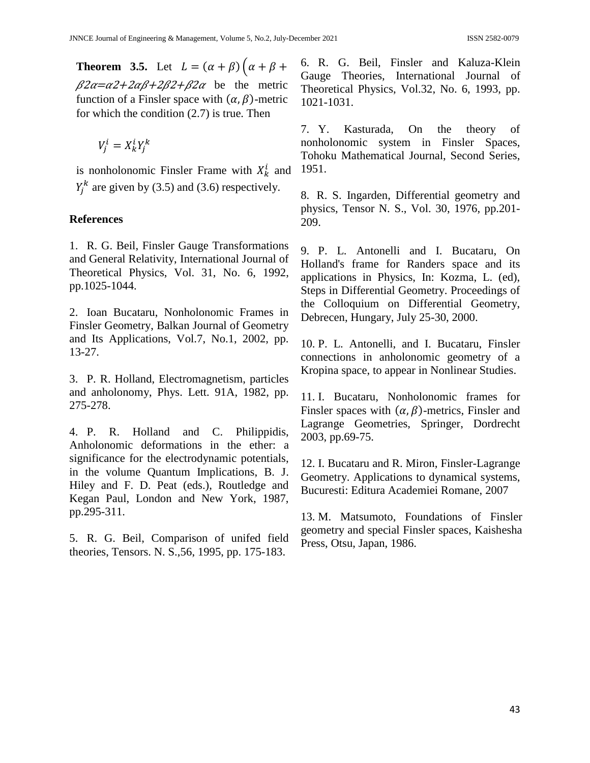**Theorem 3.5.** Let $L = (\alpha + \beta)\Big(\alpha + \beta +$ $\beta 2\alpha = \alpha 2 + 2\alpha\beta + 2\beta 2 + \beta 2\alpha$ be the metric function of a Finsler space with $(\alpha, \beta)$-metric for which the condition (2.7) is true. Then

$$V_j^i = X_k^i Y_j^k$$

is nonholonomic Finsler Frame with $X_k^i$ and $Y_j^k$ are given by (3.5) and (3.6) respectively.

## References

1. R. G. Beil, Finsler Gauge Transformations and General Relativity, International Journal of Theoretical Physics, Vol. 31, No. 6, 1992, pp.1025-1044.

2. Ioan Bucataru, Nonholonomic Frames in Finsler Geometry, Balkan Journal of Geometry and Its Applications, Vol.7, No.1, 2002, pp. 13-27.

3. P. R. Holland, Electromagnetism, particles and anholonomy, Phys. Lett. 91A, 1982, pp. 275-278.

4. P. R. Holland and C. Philippidis, Anholonomic deformations in the ether: a significance for the electrodynamic potentials, in the volume Quantum Implications, B. J. Hiley and F. D. Peat (eds.), Routledge and Kegan Paul, London and New York, 1987, pp.295-311.

5. R. G. Beil, Comparison of unifed field theories, Tensors. N. S.,56, 1995, pp. 175-183.

6. R. G. Beil, Finsler and Kaluza-Klein Gauge Theories, International Journal of Theoretical Physics, Vol.32, No. 6, 1993, pp. 1021-1031.

7. Y. Kasturada, On the theory of nonholonomic system in Finsler Spaces, Tohoku Mathematical Journal, Second Series, 1951.

8. R. S. Ingarden, Differential geometry and physics, Tensor N. S., Vol. 30, 1976, pp.201-209.

9. P. L. Antonelli and I. Bucataru, On Holland's frame for Randers space and its applications in Physics, In: Kozma, L. (ed), Steps in Differential Geometry. Proceedings of the Colloquium on Differential Geometry, Debrecen, Hungary, July 25-30, 2000.

10. P. L. Antonelli, and I. Bucataru, Finsler connections in anholonomic geometry of a Kropina space, to appear in Nonlinear Studies.

11. I. Bucataru, Nonholonomic frames for Finsler spaces with $(\alpha, \beta)$-metrics, Finsler and Lagrange Geometries, Springer, Dordrecht 2003, pp.69-75.

12. I. Bucataru and R. Miron, Finsler-Lagrange Geometry. Applications to dynamical systems, Bucuresti: Editura Academiei Romane, 2007

13. M. Matsumoto, Foundations of Finsler geometry and special Finsler spaces, Kaishesha Press, Otsu, Japan, 1986.